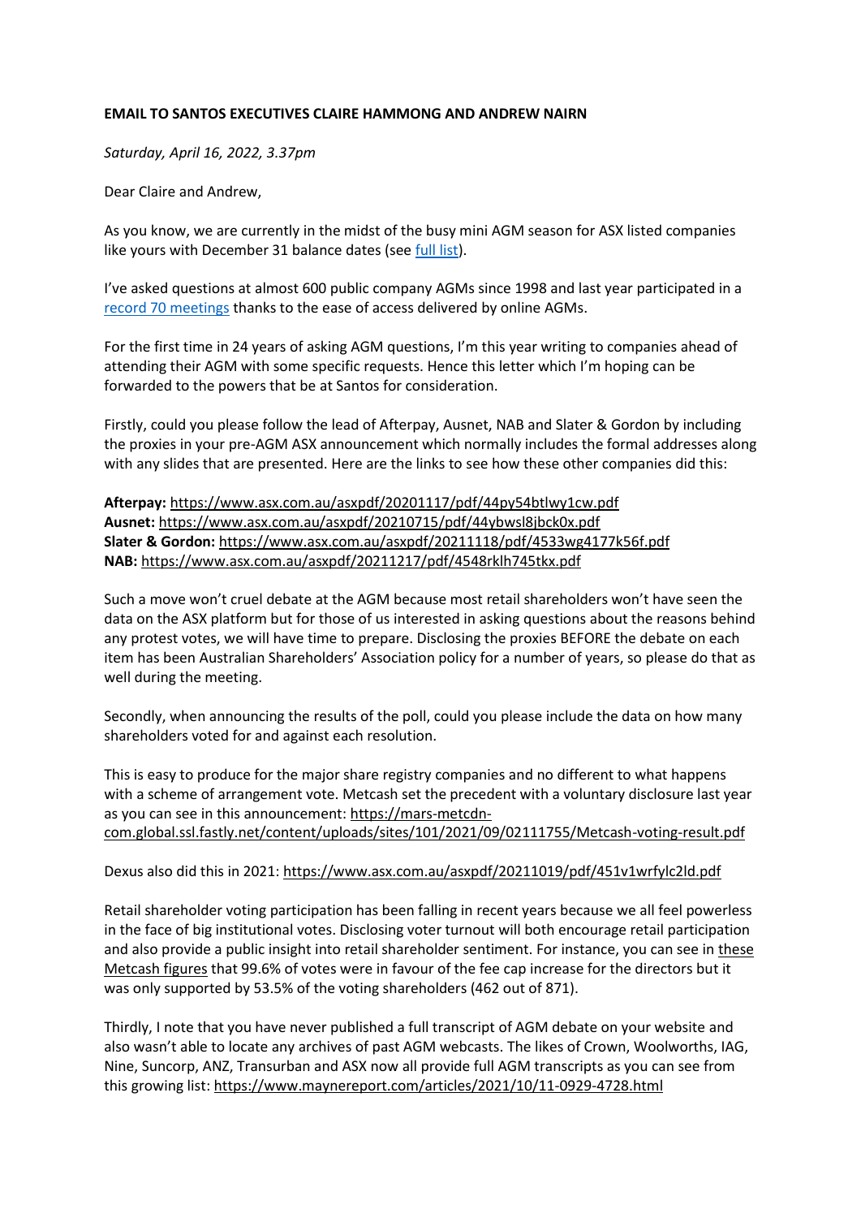**EMAIL TO SANTOS EXECUTIVES CLAIRE HAMMONG AND ANDREW NAIRN**

*Saturday, April 16, 2022, 3.37pm*

Dear Claire and Andrew,

As you know, we are currently in the midst of the busy mini AGM season for ASX listed companies like yours with December 31 balance dates (see full list).

I've asked questions at almost 600 public company AGMs since 1998 and last year participated in a record 70 meetings thanks to the ease of access delivered by online AGMs.

For the first time in 24 years of asking AGM questions, I'm this year writing to companies ahead of attending their AGM with some specific requests. Hence this letter which I'm hoping can be forwarded to the powers that be at Santos for consideration.

Firstly, could you please follow the lead of Afterpay, Ausnet, NAB and Slater & Gordon by including the proxies in your pre-AGM ASX announcement which normally includes the formal addresses along with any slides that are presented. Here are the links to see how these other companies did this:

**Afterpay:** https://www.asx.com.au/asxpdf/20201117/pdf/44py54btlwy1cw.pdf
**Ausnet:** https://www.asx.com.au/asxpdf/20210715/pdf/44ybwsl8jbck0x.pdf
**Slater & Gordon:** https://www.asx.com.au/asxpdf/20211118/pdf/4533wg4177k56f.pdf
**NAB:** https://www.asx.com.au/asxpdf/20211217/pdf/4548rklh745tkx.pdf

Such a move won't cruel debate at the AGM because most retail shareholders won't have seen the data on the ASX platform but for those of us interested in asking questions about the reasons behind any protest votes, we will have time to prepare. Disclosing the proxies BEFORE the debate on each item has been Australian Shareholders' Association policy for a number of years, so please do that as well during the meeting.

Secondly, when announcing the results of the poll, could you please include the data on how many shareholders voted for and against each resolution.

This is easy to produce for the major share registry companies and no different to what happens with a scheme of arrangement vote. Metcash set the precedent with a voluntary disclosure last year as you can see in this announcement: https://mars-metcdn-com.global.ssl.fastly.net/content/uploads/sites/101/2021/09/02111755/Metcash-voting-result.pdf

Dexus also did this in 2021: https://www.asx.com.au/asxpdf/20211019/pdf/451v1wrfylc2ld.pdf

Retail shareholder voting participation has been falling in recent years because we all feel powerless in the face of big institutional votes. Disclosing voter turnout will both encourage retail participation and also provide a public insight into retail shareholder sentiment. For instance, you can see in these Metcash figures that 99.6% of votes were in favour of the fee cap increase for the directors but it was only supported by 53.5% of the voting shareholders (462 out of 871).

Thirdly, I note that you have never published a full transcript of AGM debate on your website and also wasn't able to locate any archives of past AGM webcasts. The likes of Crown, Woolworths, IAG, Nine, Suncorp, ANZ, Transurban and ASX now all provide full AGM transcripts as you can see from this growing list: https://www.maynereport.com/articles/2021/10/11-0929-4728.html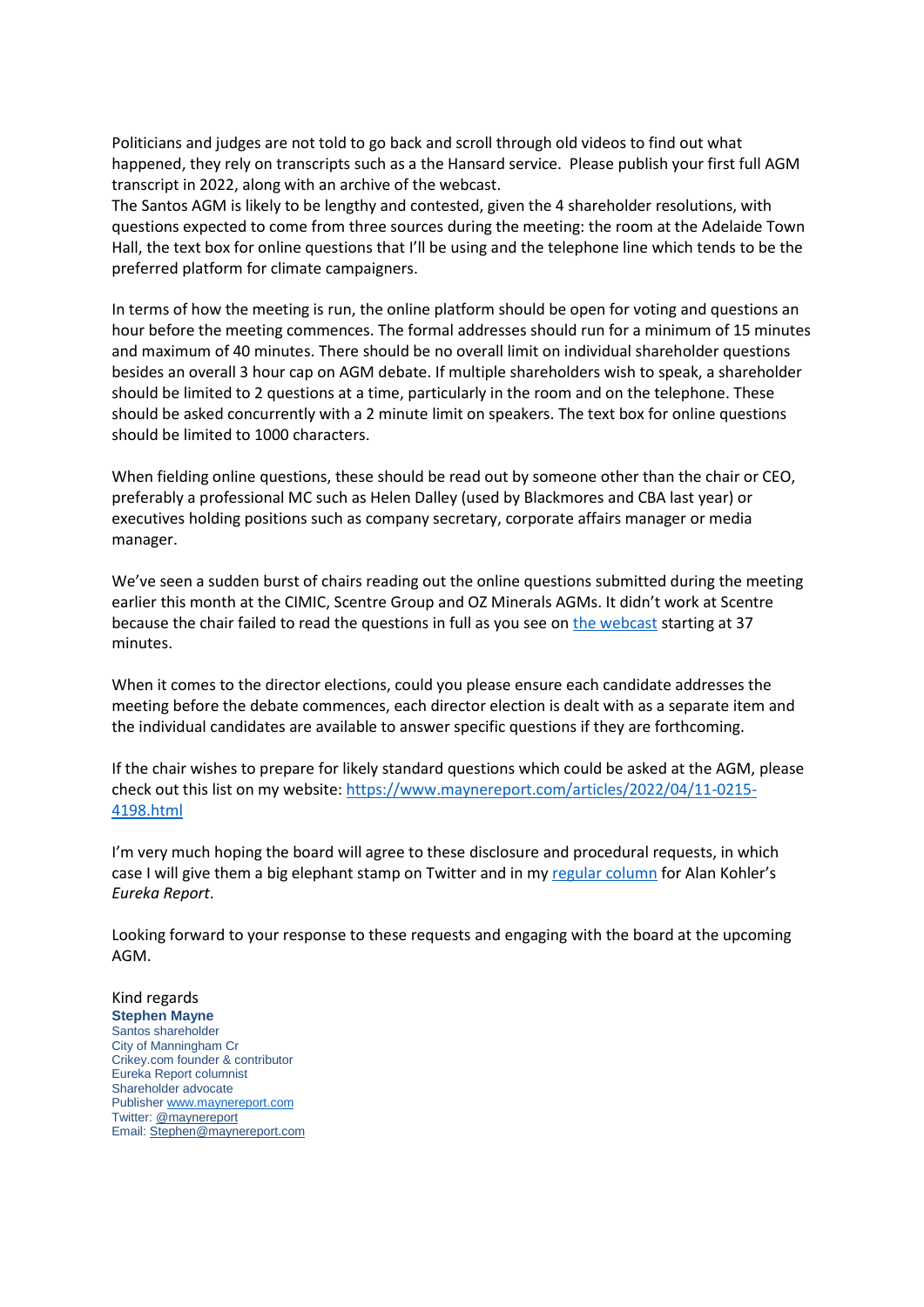Politicians and judges are not told to go back and scroll through old videos to find out what happened, they rely on transcripts such as a the Hansard service. Please publish your first full AGM transcript in 2022, along with an archive of the webcast.
The Santos AGM is likely to be lengthy and contested, given the 4 shareholder resolutions, with questions expected to come from three sources during the meeting: the room at the Adelaide Town Hall, the text box for online questions that I'll be using and the telephone line which tends to be the preferred platform for climate campaigners.

In terms of how the meeting is run, the online platform should be open for voting and questions an hour before the meeting commences. The formal addresses should run for a minimum of 15 minutes and maximum of 40 minutes. There should be no overall limit on individual shareholder questions besides an overall 3 hour cap on AGM debate. If multiple shareholders wish to speak, a shareholder should be limited to 2 questions at a time, particularly in the room and on the telephone. These should be asked concurrently with a 2 minute limit on speakers. The text box for online questions should be limited to 1000 characters.

When fielding online questions, these should be read out by someone other than the chair or CEO, preferably a professional MC such as Helen Dalley (used by Blackmores and CBA last year) or executives holding positions such as company secretary, corporate affairs manager or media manager.

We've seen a sudden burst of chairs reading out the online questions submitted during the meeting earlier this month at the CIMIC, Scentre Group and OZ Minerals AGMs. It didn't work at Scentre because the chair failed to read the questions in full as you see on the webcast starting at 37 minutes.

When it comes to the director elections, could you please ensure each candidate addresses the meeting before the debate commences, each director election is dealt with as a separate item and the individual candidates are available to answer specific questions if they are forthcoming.

If the chair wishes to prepare for likely standard questions which could be asked at the AGM, please check out this list on my website: https://www.maynereport.com/articles/2022/04/11-0215-4198.html

I'm very much hoping the board will agree to these disclosure and procedural requests, in which case I will give them a big elephant stamp on Twitter and in my regular column for Alan Kohler's *Eureka Report*.

Looking forward to your response to these requests and engaging with the board at the upcoming AGM.

Kind regards
**Stephen Mayne**
Santos shareholder
City of Manningham Cr
Crikey.com founder & contributor
Eureka Report columnist
Shareholder advocate
Publisher www.maynereport.com
Twitter: @maynereport
Email: Stephen@maynereport.com